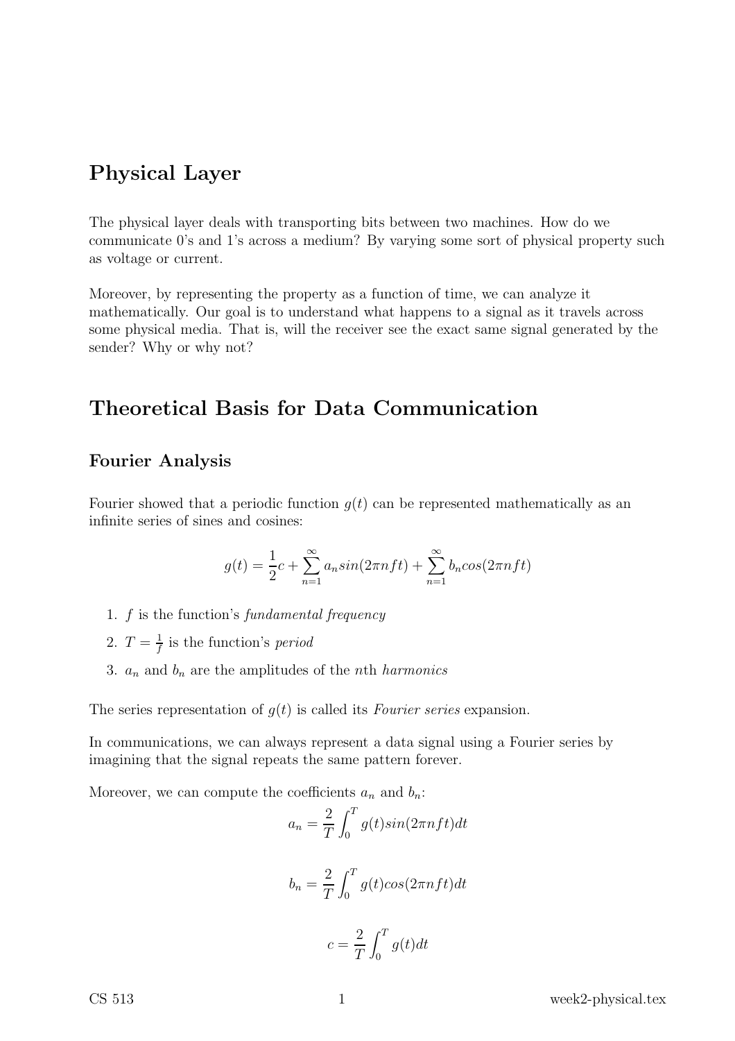# Physical Layer

The physical layer deals with transporting bits between two machines. How do we communicate 0's and 1's across a medium? By varying some sort of physical property such as voltage or current.

Moreover, by representing the property as a function of time, we can analyze it mathematically. Our goal is to understand what happens to a signal as it travels across some physical media. That is, will the receiver see the exact same signal generated by the sender? Why or why not?

# Theoretical Basis for Data Communication

## Fourier Analysis

Fourier showed that a periodic function $g(t)$ can be represented mathematically as an infinite series of sines and cosines:

$$g(t) = \frac{1}{2}c + \sum_{n=1}^{\infty} a_n sin(2\pi nft) + \sum_{n=1}^{\infty} b_n cos(2\pi nft)$$

1. $f$ is the function's *fundamental frequency*
2. $T = \frac{1}{f}$ is the function's *period*
3. $a_n$ and $b_n$ are the amplitudes of the $n$th *harmonics*

The series representation of $g(t)$ is called its *Fourier series* expansion.

In communications, we can always represent a data signal using a Fourier series by imagining that the signal repeats the same pattern forever.

Moreover, we can compute the coefficients $a_n$ and $b_n$:

$$a_n = \frac{2}{T} \int_0^T g(t) sin(2\pi nft) dt$$

$$b_n = \frac{2}{T} \int_0^T g(t) cos(2\pi nft) dt$$

$$c = \frac{2}{T} \int_0^T g(t) dt$$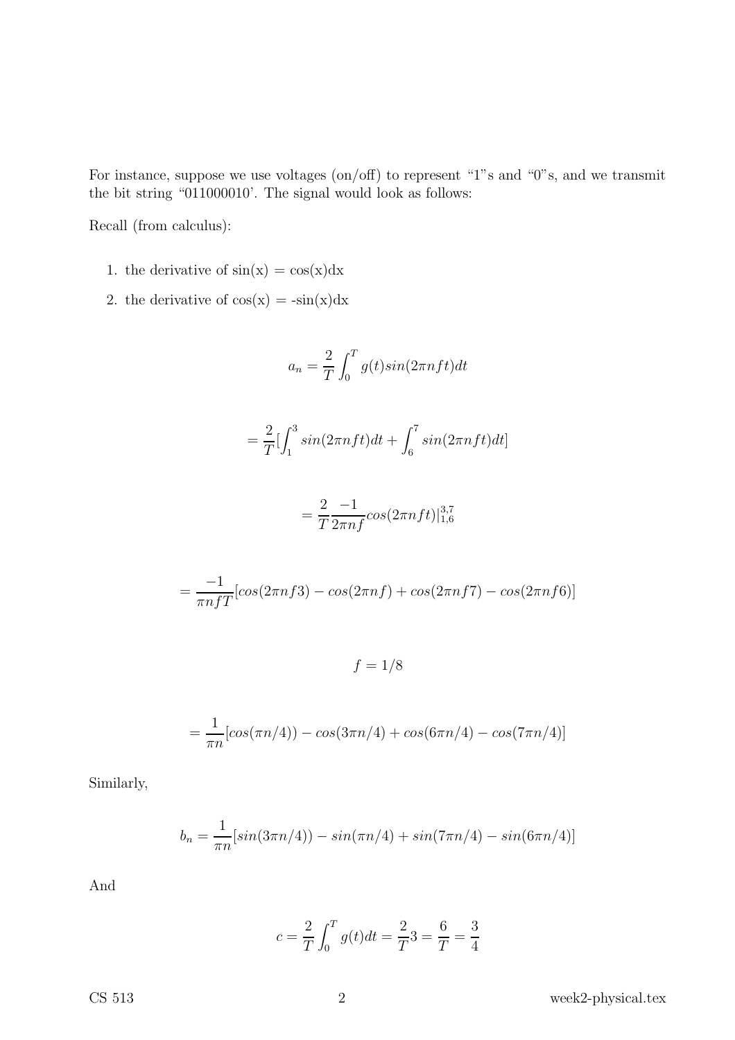For instance, suppose we use voltages (on/off) to represent "1"s and "0"s, and we transmit the bit string "011000010'. The signal would look as follows:

Recall (from calculus):

1. the derivative of sin(x) = cos(x)dx
2. the derivative of cos(x) = -sin(x)dx

$$a_n = \frac{2}{T}\int_0^T g(t)sin(2\pi nft)dt$$

$$= \frac{2}{T}[\int_1^3 sin(2\pi nft)dt + \int_6^7 sin(2\pi nft)dt]$$

$$= \frac{2}{T}\frac{-1}{2\pi nf}cos(2\pi nft)|_{1,6}^{3,7}$$

$$= \frac{-1}{\pi nfT}[cos(2\pi nf3) - cos(2\pi nf) + cos(2\pi nf7) - cos(2\pi nf6)]$$

$$f = 1/8$$

$$= \frac{1}{\pi n}[cos(\pi n/4)) - cos(3\pi n/4) + cos(6\pi n/4) - cos(7\pi n/4)]$$

Similarly,

$$b_n = \frac{1}{\pi n}[sin(3\pi n/4)) - sin(\pi n/4) + sin(7\pi n/4) - sin(6\pi n/4)]$$

And

$$c = \frac{2}{T}\int_0^T g(t)dt = \frac{2}{T}3 = \frac{6}{T} = \frac{3}{4}$$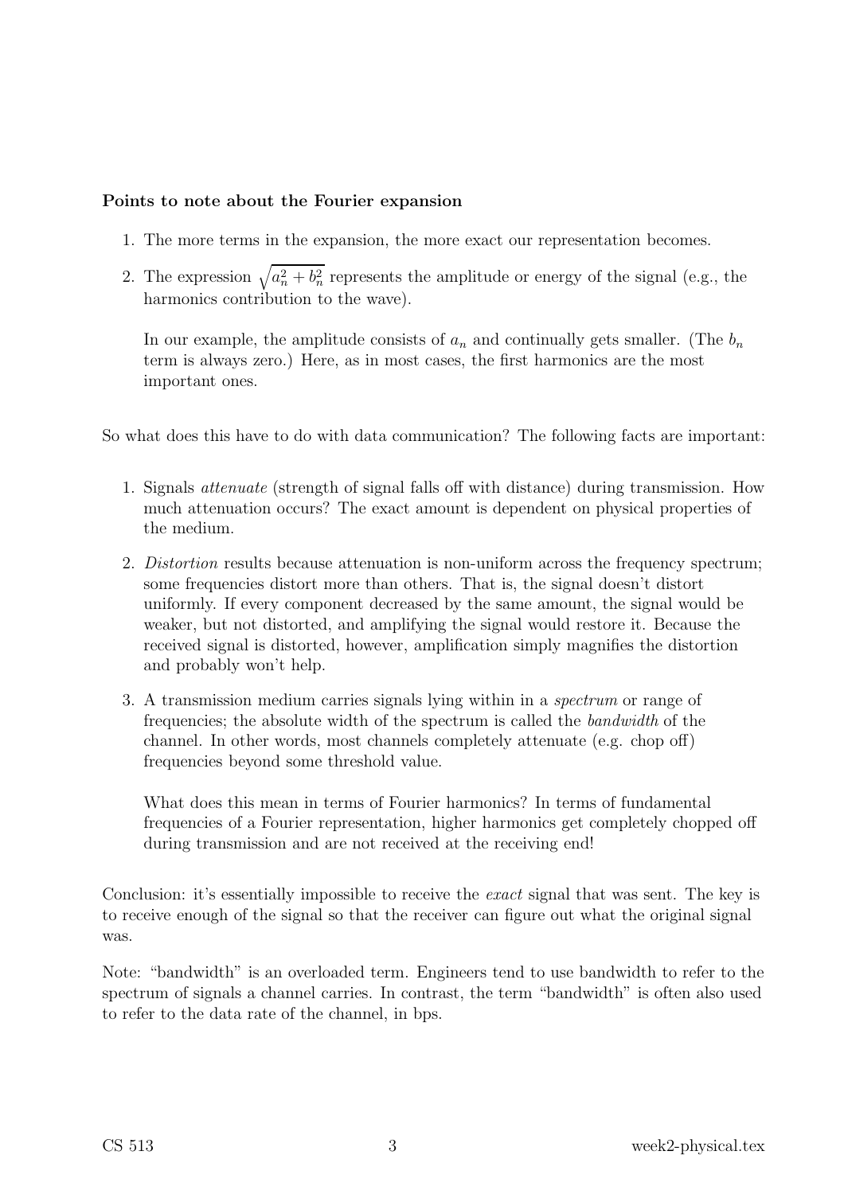**Points to note about the Fourier expansion**

1. The more terms in the expansion, the more exact our representation becomes.
2. The expression $\sqrt{a_n^2 + b_n^2}$ represents the amplitude or energy of the signal (e.g., the harmonics contribution to the wave).

   In our example, the amplitude consists of $a_n$ and continually gets smaller. (The $b_n$ term is always zero.) Here, as in most cases, the first harmonics are the most important ones.

So what does this have to do with data communication? The following facts are important:

1. Signals *attenuate* (strength of signal falls off with distance) during transmission. How much attenuation occurs? The exact amount is dependent on physical properties of the medium.
2. *Distortion* results because attenuation is non-uniform across the frequency spectrum; some frequencies distort more than others. That is, the signal doesn't distort uniformly. If every component decreased by the same amount, the signal would be weaker, but not distorted, and amplifying the signal would restore it. Because the received signal is distorted, however, amplification simply magnifies the distortion and probably won't help.
3. A transmission medium carries signals lying within in a *spectrum* or range of frequencies; the absolute width of the spectrum is called the *bandwidth* of the channel. In other words, most channels completely attenuate (e.g. chop off) frequencies beyond some threshold value.

   What does this mean in terms of Fourier harmonics? In terms of fundamental frequencies of a Fourier representation, higher harmonics get completely chopped off during transmission and are not received at the receiving end!

Conclusion: it's essentially impossible to receive the *exact* signal that was sent. The key is to receive enough of the signal so that the receiver can figure out what the original signal was.

Note: "bandwidth" is an overloaded term. Engineers tend to use bandwidth to refer to the spectrum of signals a channel carries. In contrast, the term "bandwidth" is often also used to refer to the data rate of the channel, in bps.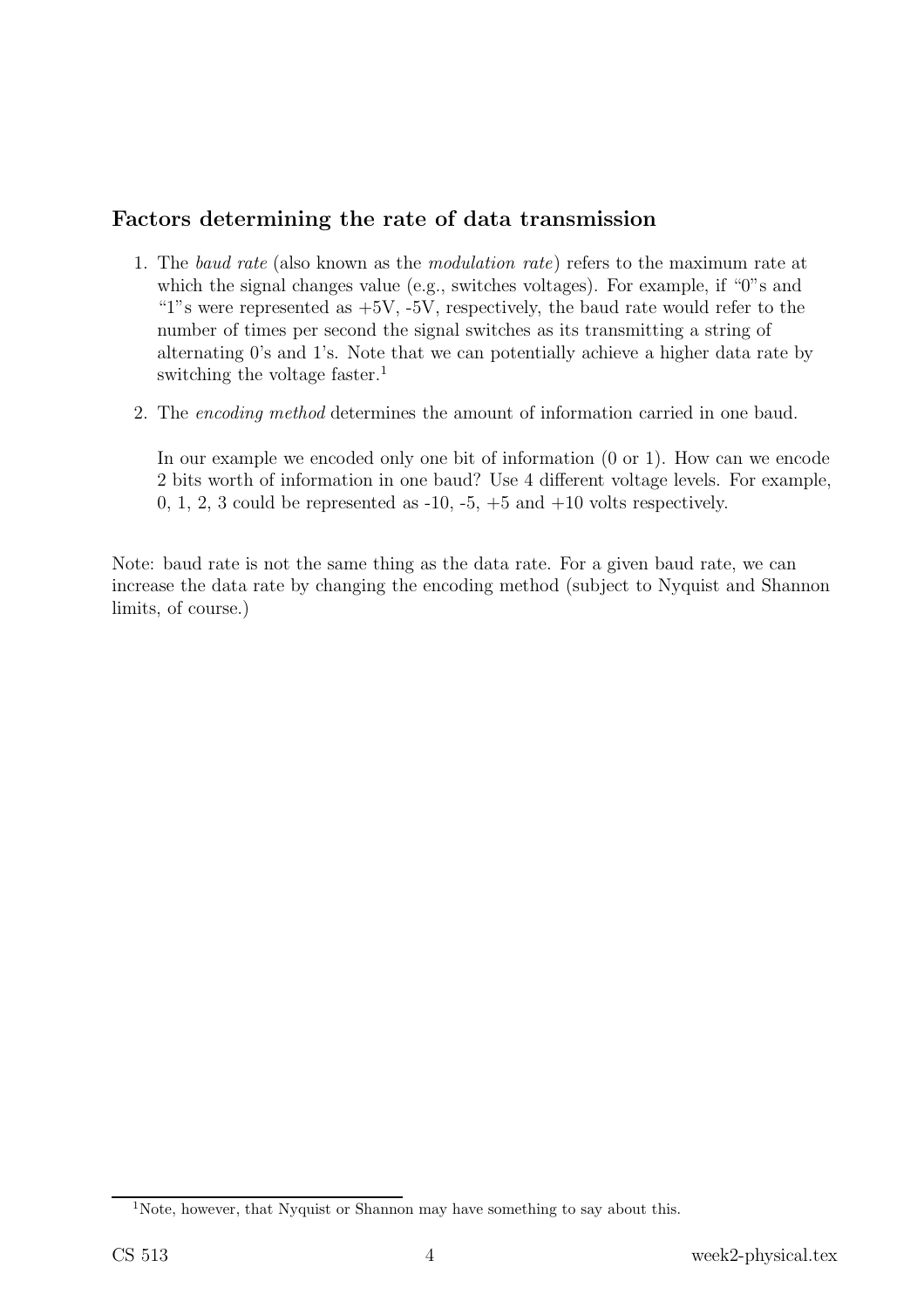## Factors determining the rate of data transmission

1. The *baud rate* (also known as the *modulation rate*) refers to the maximum rate at which the signal changes value (e.g., switches voltages). For example, if "0"s and "1"s were represented as +5V, -5V, respectively, the baud rate would refer to the number of times per second the signal switches as its transmitting a string of alternating 0's and 1's. Note that we can potentially achieve a higher data rate by switching the voltage faster.[1]

2. The *encoding method* determines the amount of information carried in one baud.

   In our example we encoded only one bit of information (0 or 1). How can we encode 2 bits worth of information in one baud? Use 4 different voltage levels. For example, 0, 1, 2, 3 could be represented as -10, -5, +5 and +10 volts respectively.

Note: baud rate is not the same thing as the data rate. For a given baud rate, we can increase the data rate by changing the encoding method (subject to Nyquist and Shannon limits, of course.)

[1] Note, however, that Nyquist or Shannon may have something to say about this.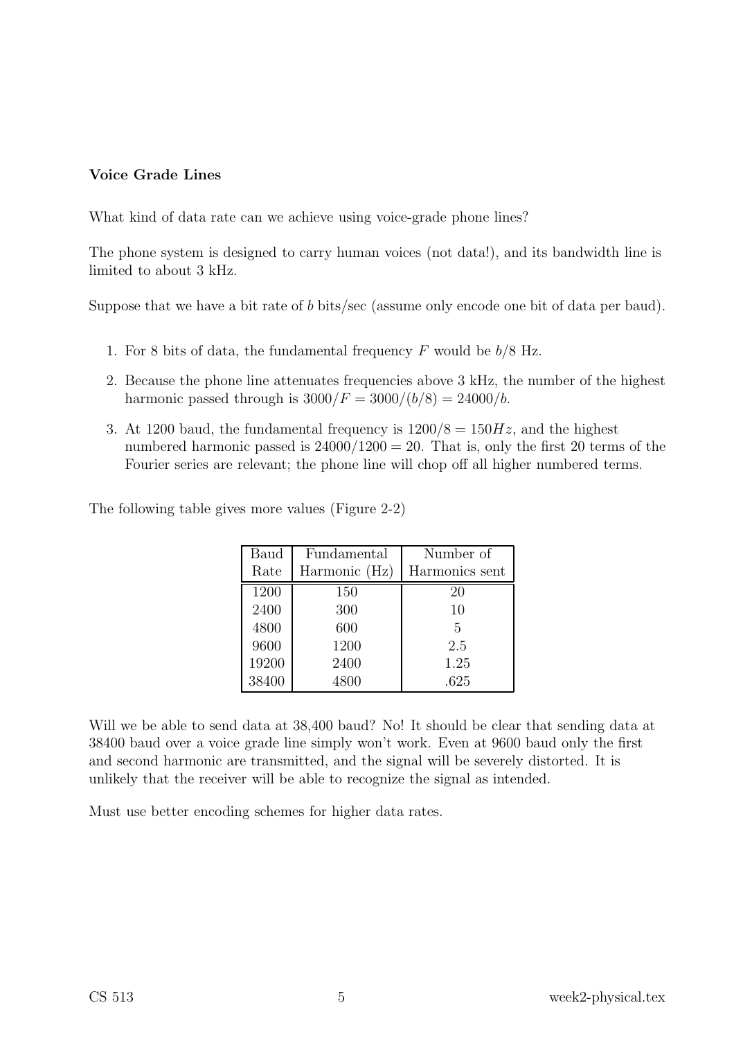**Voice Grade Lines**

What kind of data rate can we achieve using voice-grade phone lines?

The phone system is designed to carry human voices (not data!), and its bandwidth line is limited to about 3 kHz.

Suppose that we have a bit rate of $b$ bits/sec (assume only encode one bit of data per baud).

1. For 8 bits of data, the fundamental frequency $F$ would be $b/8$ Hz.
2. Because the phone line attenuates frequencies above 3 kHz, the number of the highest harmonic passed through is $3000/F = 3000/(b/8) = 24000/b$.
3. At 1200 baud, the fundamental frequency is $1200/8 = 150Hz$, and the highest numbered harmonic passed is $24000/1200 = 20$. That is, only the first 20 terms of the Fourier series are relevant; the phone line will chop off all higher numbered terms.

The following table gives more values (Figure 2-2)

| Baud Rate | Fundamental Harmonic (Hz) | Number of Harmonics sent |
|---|---|---|
| 1200 | 150 | 20 |
| 2400 | 300 | 10 |
| 4800 | 600 | 5 |
| 9600 | 1200 | 2.5 |
| 19200 | 2400 | 1.25 |
| 38400 | 4800 | .625 |

Will we be able to send data at 38,400 baud? No! It should be clear that sending data at 38400 baud over a voice grade line simply won't work. Even at 9600 baud only the first and second harmonic are transmitted, and the signal will be severely distorted. It is unlikely that the receiver will be able to recognize the signal as intended.

Must use better encoding schemes for higher data rates.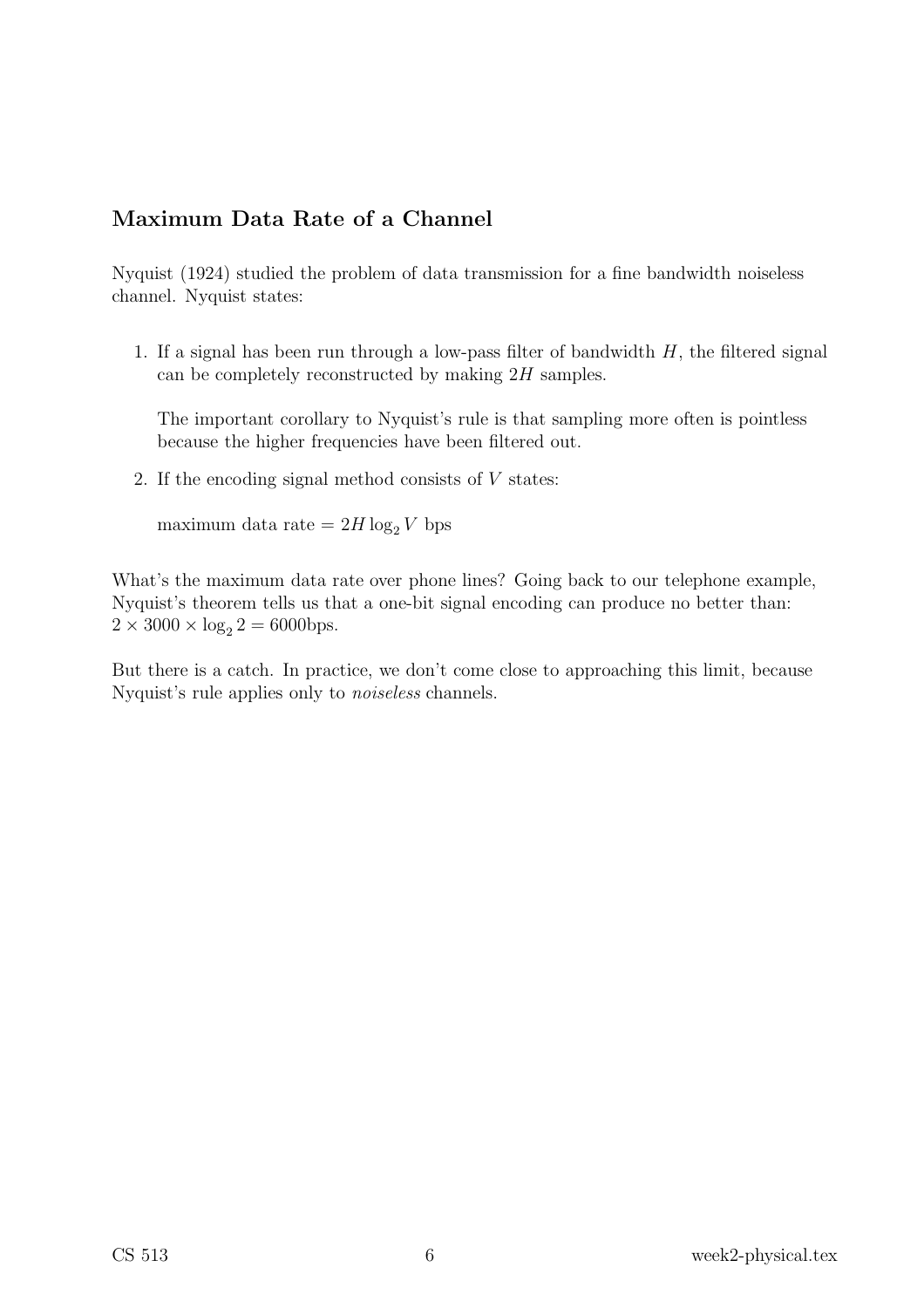## Maximum Data Rate of a Channel

Nyquist (1924) studied the problem of data transmission for a fine bandwidth noiseless channel. Nyquist states:

1. If a signal has been run through a low-pass filter of bandwidth $H$, the filtered signal can be completely reconstructed by making $2H$ samples.

   The important corollary to Nyquist's rule is that sampling more often is pointless because the higher frequencies have been filtered out.

2. If the encoding signal method consists of $V$ states:

   maximum data rate $= 2H \log_2 V$ bps

What's the maximum data rate over phone lines? Going back to our telephone example, Nyquist's theorem tells us that a one-bit signal encoding can produce no better than: $2 \times 3000 \times \log_2 2 = 6000$bps.

But there is a catch. In practice, we don't come close to approaching this limit, because Nyquist's rule applies only to *noiseless* channels.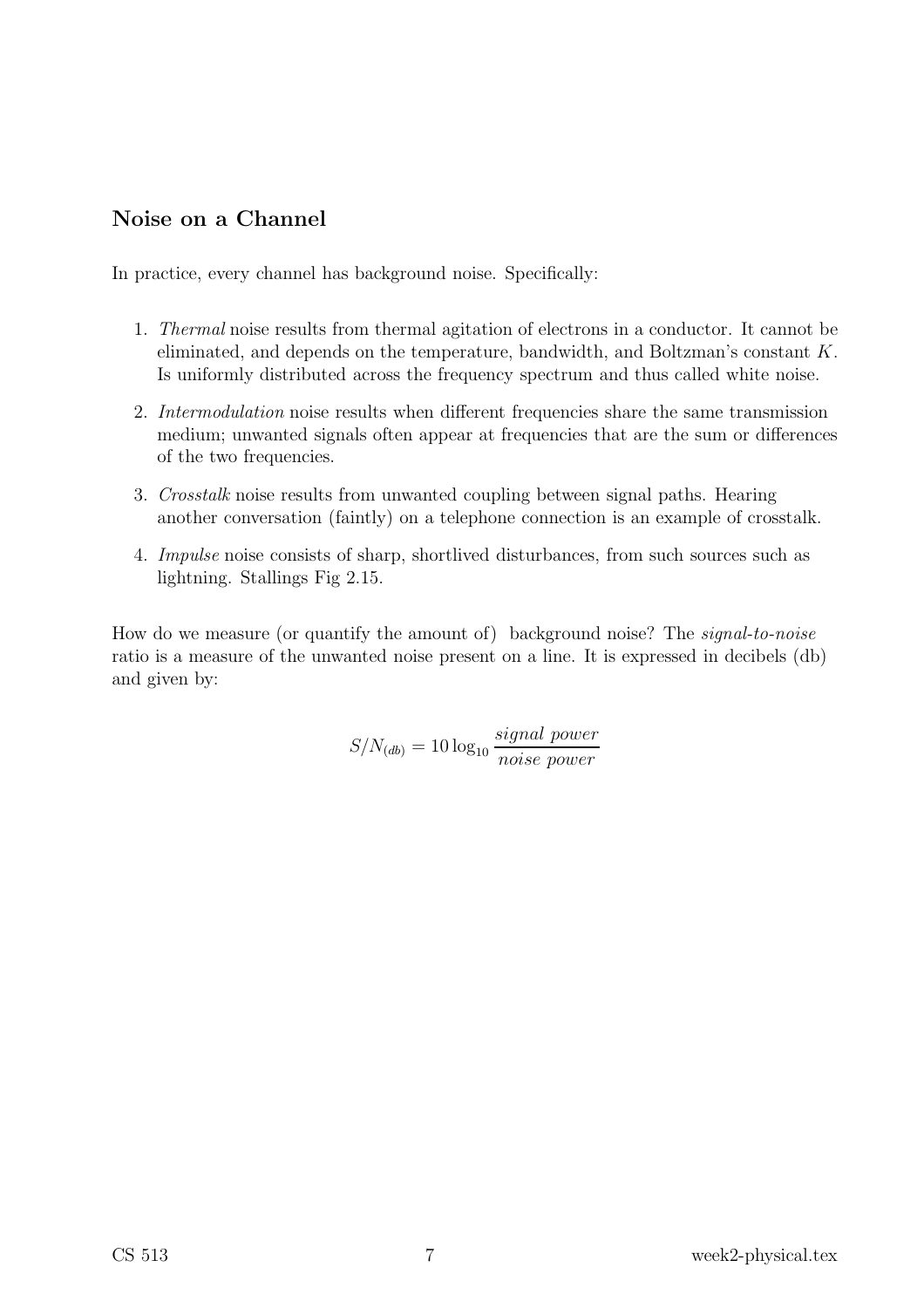### Noise on a Channel

In practice, every channel has background noise. Specifically:

1. *Thermal* noise results from thermal agitation of electrons in a conductor. It cannot be eliminated, and depends on the temperature, bandwidth, and Boltzman's constant $K$. Is uniformly distributed across the frequency spectrum and thus called white noise.
2. *Intermodulation* noise results when different frequencies share the same transmission medium; unwanted signals often appear at frequencies that are the sum or differences of the two frequencies.
3. *Crosstalk* noise results from unwanted coupling between signal paths. Hearing another conversation (faintly) on a telephone connection is an example of crosstalk.
4. *Impulse* noise consists of sharp, shortlived disturbances, from such sources such as lightning. Stallings Fig 2.15.

How do we measure (or quantify the amount of) background noise? The *signal-to-noise* ratio is a measure of the unwanted noise present on a line. It is expressed in decibels (db) and given by:

$$S/N_{(db)} = 10 \log_{10} \frac{signal\ power}{noise\ power}$$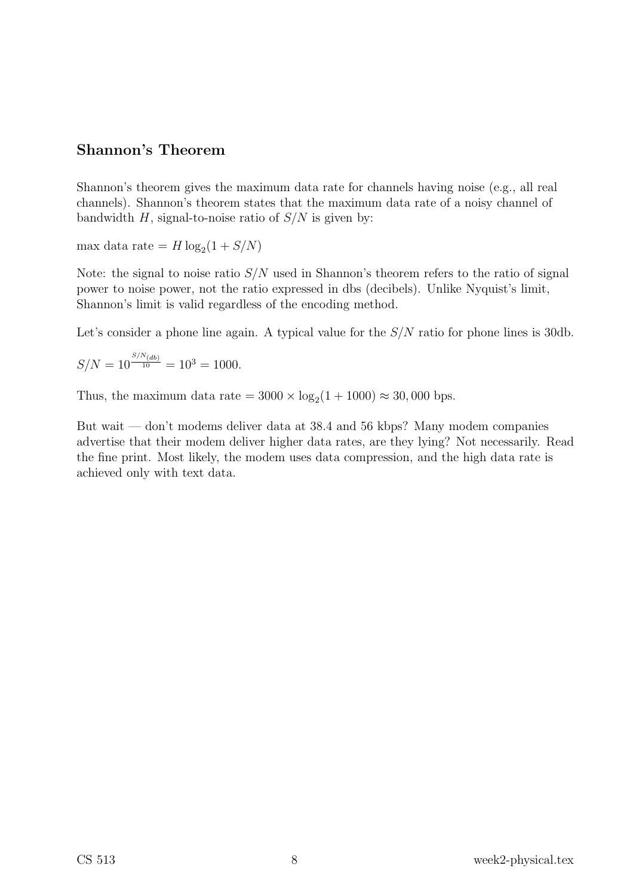## Shannon's Theorem

Shannon's theorem gives the maximum data rate for channels having noise (e.g., all real channels). Shannon's theorem states that the maximum data rate of a noisy channel of bandwidth $H$, signal-to-noise ratio of $S/N$ is given by:

max data rate $= H \log_2(1 + S/N)$

Note: the signal to noise ratio $S/N$ used in Shannon's theorem refers to the ratio of signal power to noise power, not the ratio expressed in dbs (decibels). Unlike Nyquist's limit, Shannon's limit is valid regardless of the encoding method.

Let's consider a phone line again. A typical value for the $S/N$ ratio for phone lines is 30db.

$S/N = 10^{\frac{S/N_{(db)}}{10}} = 10^3 = 1000.$

Thus, the maximum data rate $= 3000 \times \log_2(1 + 1000) \approx 30,000$ bps.

But wait — don't modems deliver data at 38.4 and 56 kbps? Many modem companies advertise that their modem deliver higher data rates, are they lying? Not necessarily. Read the fine print. Most likely, the modem uses data compression, and the high data rate is achieved only with text data.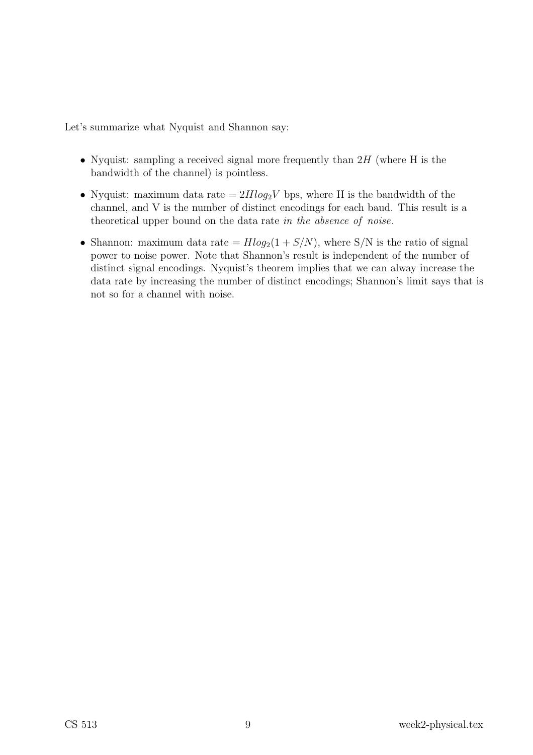Let's summarize what Nyquist and Shannon say:

- Nyquist: sampling a received signal more frequently than $2H$ (where H is the bandwidth of the channel) is pointless.
- Nyquist: maximum data rate $= 2Hlog_2V$ bps, where H is the bandwidth of the channel, and V is the number of distinct encodings for each baud. This result is a theoretical upper bound on the data rate *in the absence of noise*.
- Shannon: maximum data rate $= Hlog_2(1 + S/N)$, where S/N is the ratio of signal power to noise power. Note that Shannon's result is independent of the number of distinct signal encodings. Nyquist's theorem implies that we can alway increase the data rate by increasing the number of distinct encodings; Shannon's limit says that is not so for a channel with noise.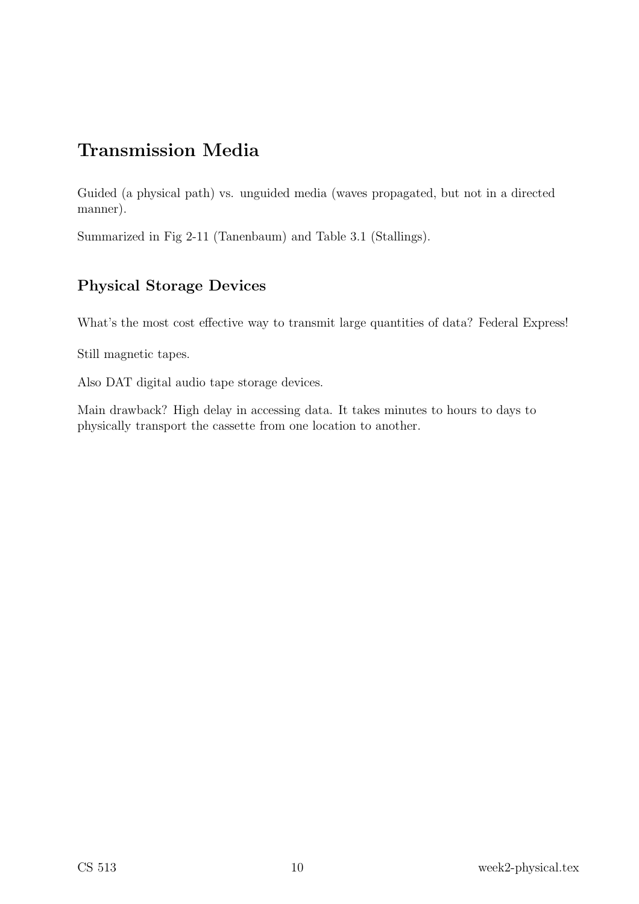## Transmission Media

Guided (a physical path) vs. unguided media (waves propagated, but not in a directed manner).

Summarized in Fig 2-11 (Tanenbaum) and Table 3.1 (Stallings).

### Physical Storage Devices

What's the most cost effective way to transmit large quantities of data? Federal Express!

Still magnetic tapes.

Also DAT digital audio tape storage devices.

Main drawback? High delay in accessing data. It takes minutes to hours to days to physically transport the cassette from one location to another.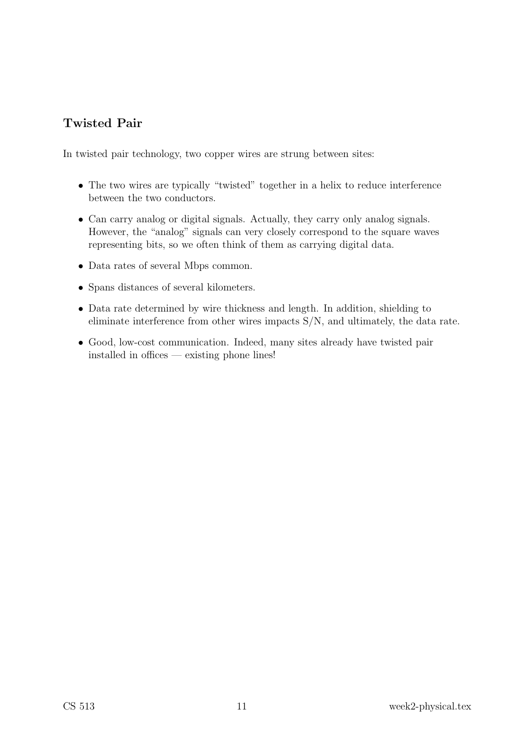## Twisted Pair

In twisted pair technology, two copper wires are strung between sites:

- The two wires are typically "twisted" together in a helix to reduce interference between the two conductors.
- Can carry analog or digital signals. Actually, they carry only analog signals. However, the "analog" signals can very closely correspond to the square waves representing bits, so we often think of them as carrying digital data.
- Data rates of several Mbps common.
- Spans distances of several kilometers.
- Data rate determined by wire thickness and length. In addition, shielding to eliminate interference from other wires impacts S/N, and ultimately, the data rate.
- Good, low-cost communication. Indeed, many sites already have twisted pair installed in offices — existing phone lines!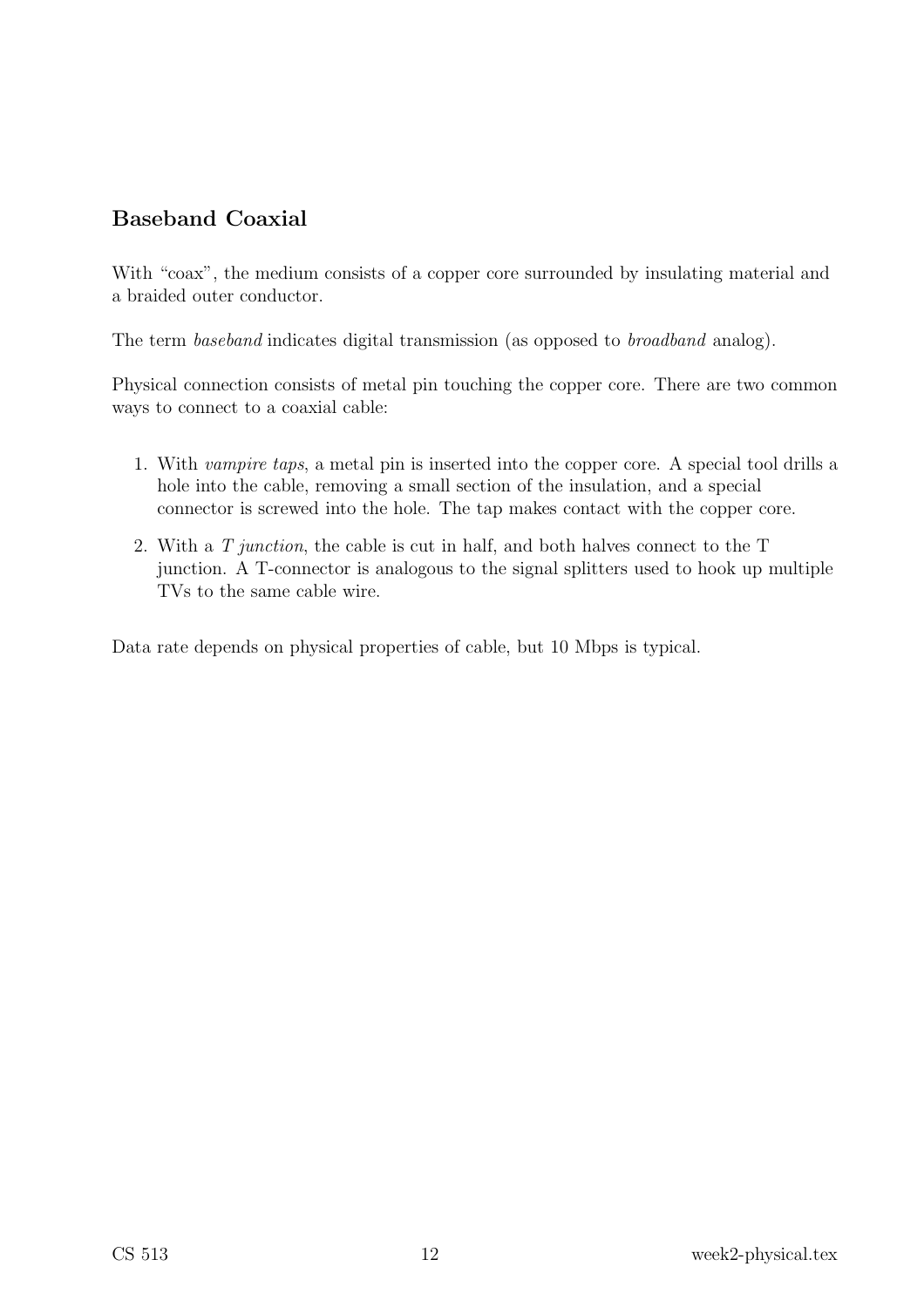## Baseband Coaxial

With "coax", the medium consists of a copper core surrounded by insulating material and a braided outer conductor.

The term *baseband* indicates digital transmission (as opposed to *broadband* analog).

Physical connection consists of metal pin touching the copper core. There are two common ways to connect to a coaxial cable:

1. With *vampire taps*, a metal pin is inserted into the copper core. A special tool drills a hole into the cable, removing a small section of the insulation, and a special connector is screwed into the hole. The tap makes contact with the copper core.
2. With a *T junction*, the cable is cut in half, and both halves connect to the T junction. A T-connector is analogous to the signal splitters used to hook up multiple TVs to the same cable wire.

Data rate depends on physical properties of cable, but 10 Mbps is typical.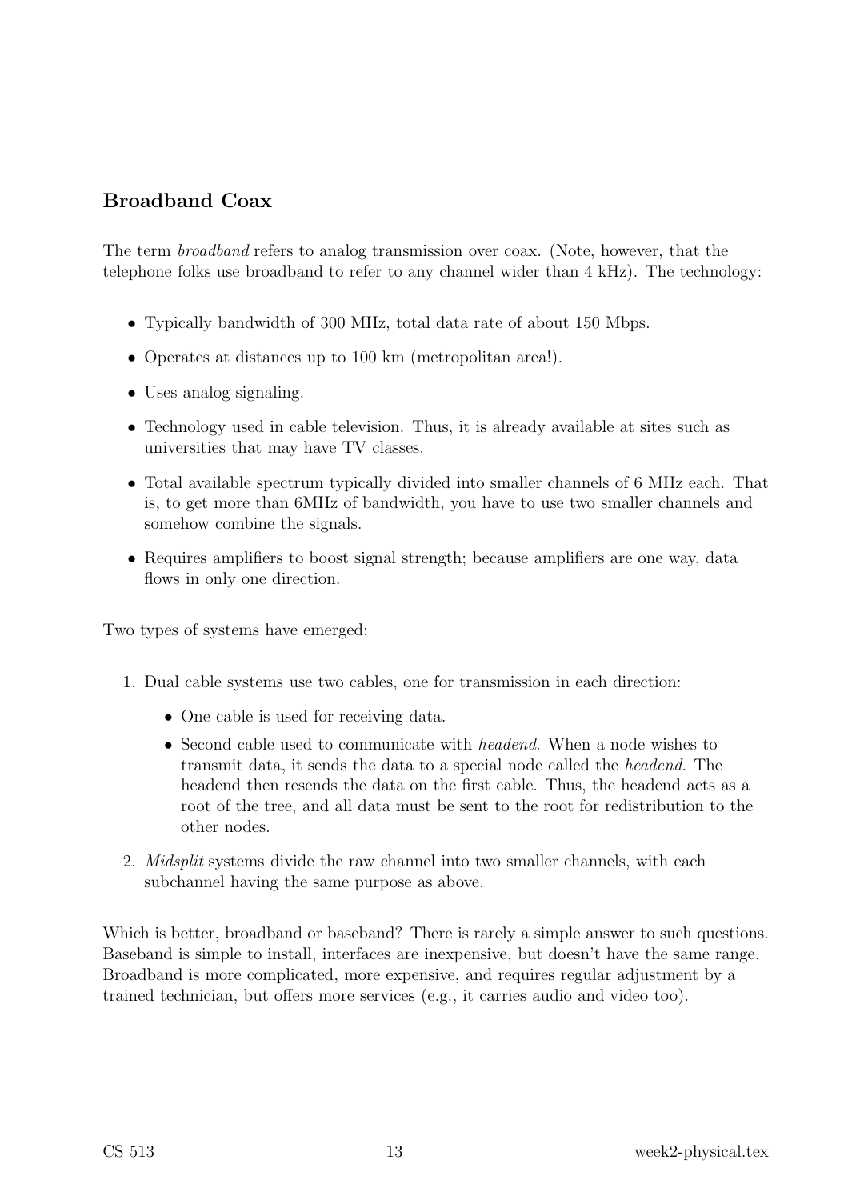## Broadband Coax

The term *broadband* refers to analog transmission over coax. (Note, however, that the telephone folks use broadband to refer to any channel wider than 4 kHz). The technology:

- Typically bandwidth of 300 MHz, total data rate of about 150 Mbps.
- Operates at distances up to 100 km (metropolitan area!).
- Uses analog signaling.
- Technology used in cable television. Thus, it is already available at sites such as universities that may have TV classes.
- Total available spectrum typically divided into smaller channels of 6 MHz each. That is, to get more than 6MHz of bandwidth, you have to use two smaller channels and somehow combine the signals.
- Requires amplifiers to boost signal strength; because amplifiers are one way, data flows in only one direction.

Two types of systems have emerged:

1. Dual cable systems use two cables, one for transmission in each direction:
   - One cable is used for receiving data.
   - Second cable used to communicate with *headend*. When a node wishes to transmit data, it sends the data to a special node called the *headend*. The headend then resends the data on the first cable. Thus, the headend acts as a root of the tree, and all data must be sent to the root for redistribution to the other nodes.
2. *Midsplit* systems divide the raw channel into two smaller channels, with each subchannel having the same purpose as above.

Which is better, broadband or baseband? There is rarely a simple answer to such questions. Baseband is simple to install, interfaces are inexpensive, but doesn't have the same range. Broadband is more complicated, more expensive, and requires regular adjustment by a trained technician, but offers more services (e.g., it carries audio and video too).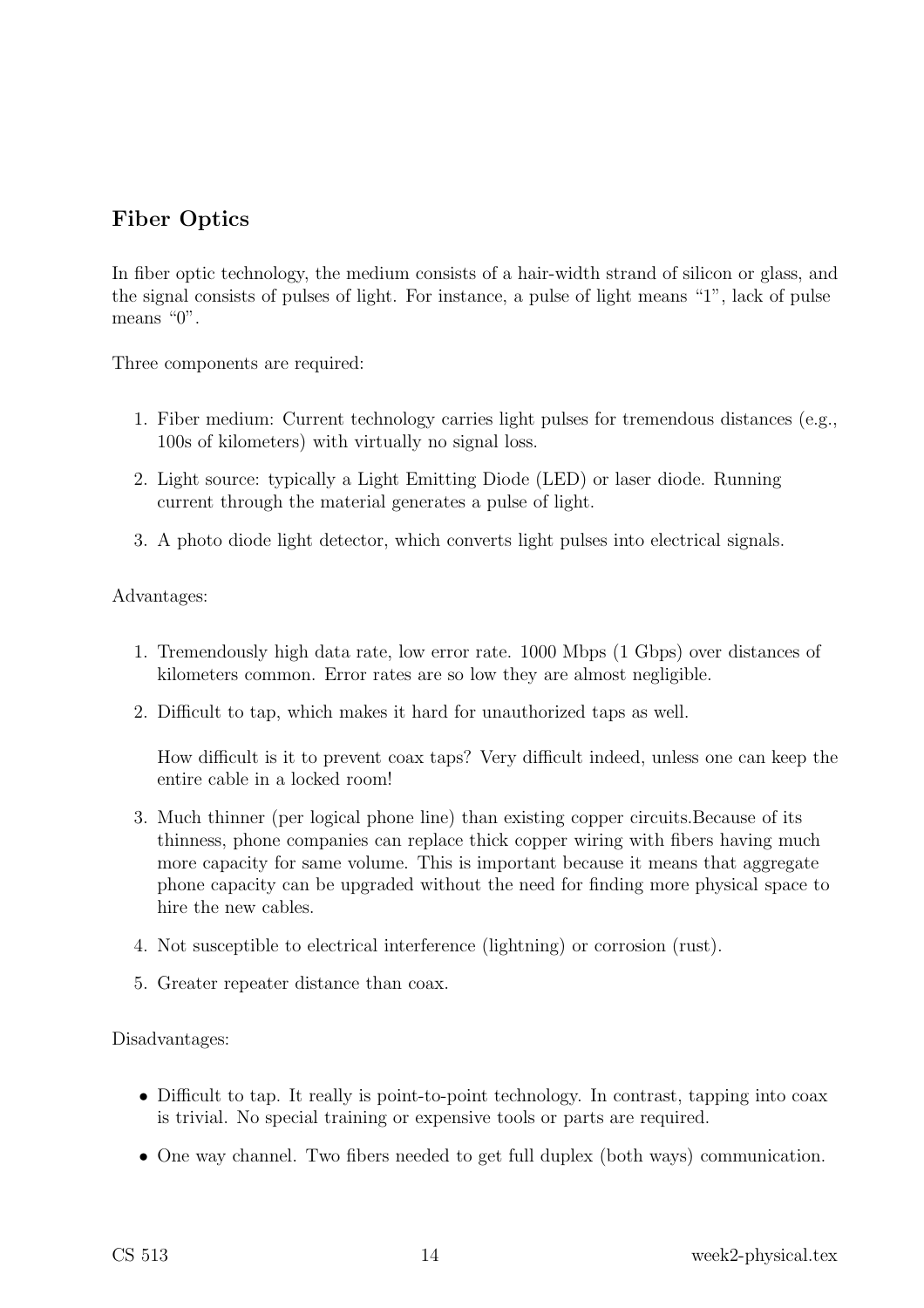## Fiber Optics

In fiber optic technology, the medium consists of a hair-width strand of silicon or glass, and the signal consists of pulses of light. For instance, a pulse of light means "1", lack of pulse means "0".

Three components are required:

1. Fiber medium: Current technology carries light pulses for tremendous distances (e.g., 100s of kilometers) with virtually no signal loss.
2. Light source: typically a Light Emitting Diode (LED) or laser diode. Running current through the material generates a pulse of light.
3. A photo diode light detector, which converts light pulses into electrical signals.

Advantages:

1. Tremendously high data rate, low error rate. 1000 Mbps (1 Gbps) over distances of kilometers common. Error rates are so low they are almost negligible.
2. Difficult to tap, which makes it hard for unauthorized taps as well.

   How difficult is it to prevent coax taps? Very difficult indeed, unless one can keep the entire cable in a locked room!
3. Much thinner (per logical phone line) than existing copper circuits.Because of its thinness, phone companies can replace thick copper wiring with fibers having much more capacity for same volume. This is important because it means that aggregate phone capacity can be upgraded without the need for finding more physical space to hire the new cables.
4. Not susceptible to electrical interference (lightning) or corrosion (rust).
5. Greater repeater distance than coax.

Disadvantages:

- Difficult to tap. It really is point-to-point technology. In contrast, tapping into coax is trivial. No special training or expensive tools or parts are required.
- One way channel. Two fibers needed to get full duplex (both ways) communication.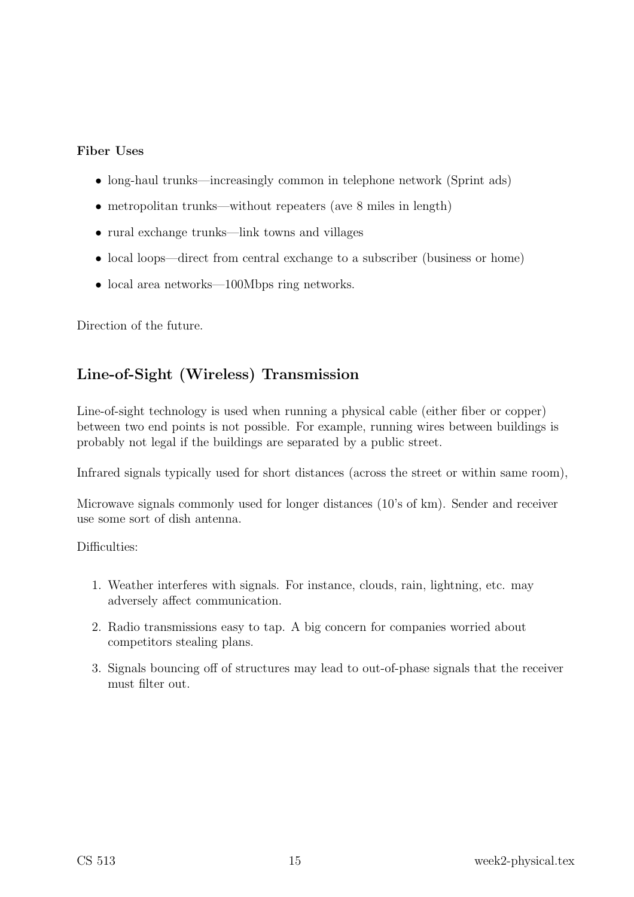**Fiber Uses**

- long-haul trunks—increasingly common in telephone network (Sprint ads)
- metropolitan trunks—without repeaters (ave 8 miles in length)
- rural exchange trunks—link towns and villages
- local loops—direct from central exchange to a subscriber (business or home)
- local area networks—100Mbps ring networks.

Direction of the future.

## Line-of-Sight (Wireless) Transmission

Line-of-sight technology is used when running a physical cable (either fiber or copper) between two end points is not possible. For example, running wires between buildings is probably not legal if the buildings are separated by a public street.

Infrared signals typically used for short distances (across the street or within same room),

Microwave signals commonly used for longer distances (10's of km). Sender and receiver use some sort of dish antenna.

Difficulties:

1. Weather interferes with signals. For instance, clouds, rain, lightning, etc. may adversely affect communication.
2. Radio transmissions easy to tap. A big concern for companies worried about competitors stealing plans.
3. Signals bouncing off of structures may lead to out-of-phase signals that the receiver must filter out.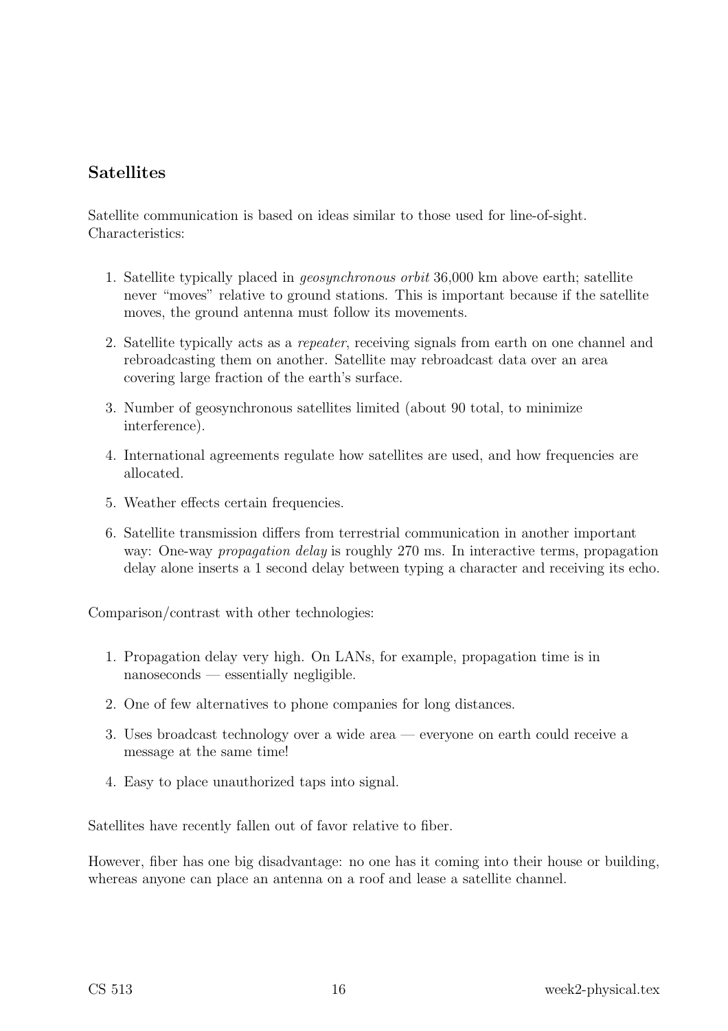## Satellites

Satellite communication is based on ideas similar to those used for line-of-sight. Characteristics:

1. Satellite typically placed in *geosynchronous orbit* 36,000 km above earth; satellite never "moves" relative to ground stations. This is important because if the satellite moves, the ground antenna must follow its movements.
2. Satellite typically acts as a *repeater*, receiving signals from earth on one channel and rebroadcasting them on another. Satellite may rebroadcast data over an area covering large fraction of the earth's surface.
3. Number of geosynchronous satellites limited (about 90 total, to minimize interference).
4. International agreements regulate how satellites are used, and how frequencies are allocated.
5. Weather effects certain frequencies.
6. Satellite transmission differs from terrestrial communication in another important way: One-way *propagation delay* is roughly 270 ms. In interactive terms, propagation delay alone inserts a 1 second delay between typing a character and receiving its echo.

Comparison/contrast with other technologies:

1. Propagation delay very high. On LANs, for example, propagation time is in nanoseconds — essentially negligible.
2. One of few alternatives to phone companies for long distances.
3. Uses broadcast technology over a wide area — everyone on earth could receive a message at the same time!
4. Easy to place unauthorized taps into signal.

Satellites have recently fallen out of favor relative to fiber.

However, fiber has one big disadvantage: no one has it coming into their house or building, whereas anyone can place an antenna on a roof and lease a satellite channel.